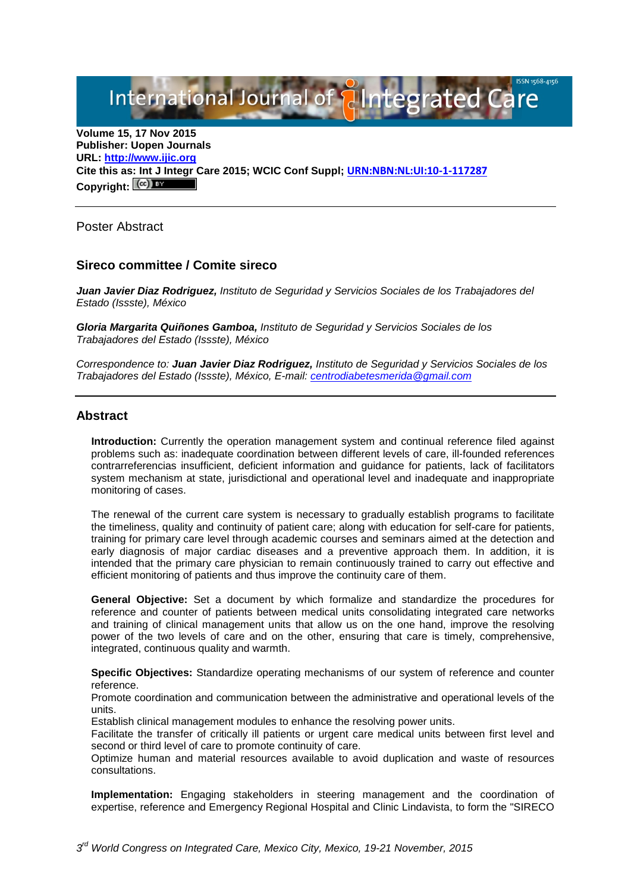**Volume 15, 17 Nov 2015**
**Publisher: Uopen Journals**
**URL: [http://www.ijic.org](http://www.ijic.org)**
**Cite this as: Int J Integr Care 2015; WCIC Conf Suppl; URN:NBN:NL:UI:10-1-117287**
**Copyright:**

---

Poster Abstract

## Sireco committee / Comite sireco

***Juan Javier Diaz Rodriguez,*** *Instituto de Seguridad y Servicios Sociales de los Trabajadores del Estado (Issste), México*

***Gloria Margarita Quiñones Gamboa,*** *Instituto de Seguridad y Servicios Sociales de los Trabajadores del Estado (Issste), México*

*Correspondence to:* ***Juan Javier Diaz Rodriguez,*** *Instituto de Seguridad y Servicios Sociales de los Trabajadores del Estado (Issste), México, E-mail: centrodiabetesmerida@gmail.com*

---

## Abstract

**Introduction:** Currently the operation management system and continual reference filed against problems such as: inadequate coordination between different levels of care, ill-founded references contrarreferencias insufficient, deficient information and guidance for patients, lack of facilitators system mechanism at state, jurisdictional and operational level and inadequate and inappropriate monitoring of cases.

The renewal of the current care system is necessary to gradually establish programs to facilitate the timeliness, quality and continuity of patient care; along with education for self-care for patients, training for primary care level through academic courses and seminars aimed at the detection and early diagnosis of major cardiac diseases and a preventive approach them. In addition, it is intended that the primary care physician to remain continuously trained to carry out effective and efficient monitoring of patients and thus improve the continuity care of them.

**General Objective:** Set a document by which formalize and standardize the procedures for reference and counter of patients between medical units consolidating integrated care networks and training of clinical management units that allow us on the one hand, improve the resolving power of the two levels of care and on the other, ensuring that care is timely, comprehensive, integrated, continuous quality and warmth.

**Specific Objectives:** Standardize operating mechanisms of our system of reference and counter reference.
Promote coordination and communication between the administrative and operational levels of the units.
Establish clinical management modules to enhance the resolving power units.
Facilitate the transfer of critically ill patients or urgent care medical units between first level and second or third level of care to promote continuity of care.
Optimize human and material resources available to avoid duplication and waste of resources consultations.

**Implementation:** Engaging stakeholders in steering management and the coordination of expertise, reference and Emergency Regional Hospital and Clinic Lindavista, to form the "SIRECO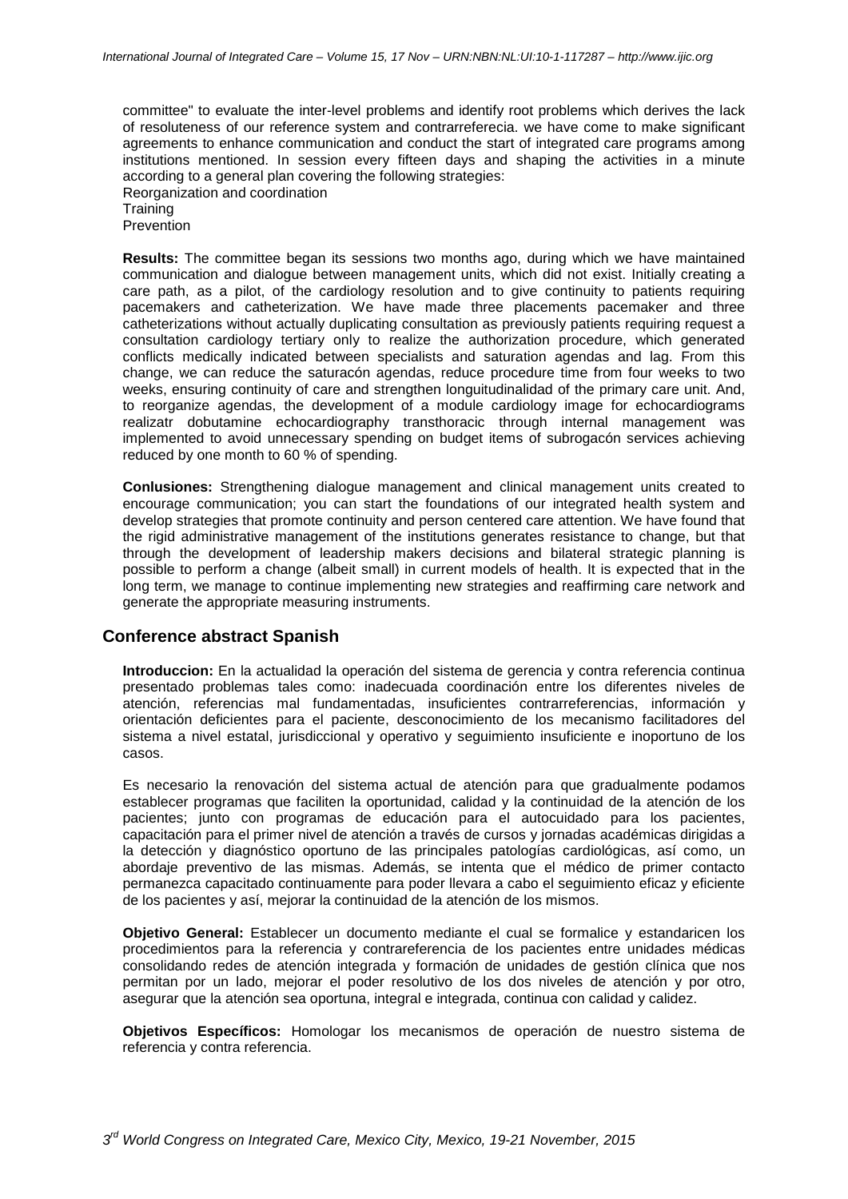committee" to evaluate the inter-level problems and identify root problems which derives the lack of resoluteness of our reference system and contrarreferecia. we have come to make significant agreements to enhance communication and conduct the start of integrated care programs among institutions mentioned. In session every fifteen days and shaping the activities in a minute according to a general plan covering the following strategies:

Reorganization and coordination
Training
Prevention

**Results:** The committee began its sessions two months ago, during which we have maintained communication and dialogue between management units, which did not exist. Initially creating a care path, as a pilot, of the cardiology resolution and to give continuity to patients requiring pacemakers and catheterization. We have made three placements pacemaker and three catheterizations without actually duplicating consultation as previously patients requiring request a consultation cardiology tertiary only to realize the authorization procedure, which generated conflicts medically indicated between specialists and saturation agendas and lag. From this change, we can reduce the saturacón agendas, reduce procedure time from four weeks to two weeks, ensuring continuity of care and strengthen longuitudinalidad of the primary care unit. And, to reorganize agendas, the development of a module cardiology image for echocardiograms realizatr dobutamine echocardiography transthoracic through internal management was implemented to avoid unnecessary spending on budget items of subrogacón services achieving reduced by one month to 60 % of spending.

**Conlusiones:** Strengthening dialogue management and clinical management units created to encourage communication; you can start the foundations of our integrated health system and develop strategies that promote continuity and person centered care attention. We have found that the rigid administrative management of the institutions generates resistance to change, but that through the development of leadership makers decisions and bilateral strategic planning is possible to perform a change (albeit small) in current models of health. It is expected that in the long term, we manage to continue implementing new strategies and reaffirming care network and generate the appropriate measuring instruments.

## Conference abstract Spanish

**Introduccion:** En la actualidad la operación del sistema de gerencia y contra referencia continua presentado problemas tales como: inadecuada coordinación entre los diferentes niveles de atención, referencias mal fundamentadas, insuficientes contrarreferencias, información y orientación deficientes para el paciente, desconocimiento de los mecanismo facilitadores del sistema a nivel estatal, jurisdiccional y operativo y seguimiento insuficiente e inoportuno de los casos.

Es necesario la renovación del sistema actual de atención para que gradualmente podamos establecer programas que faciliten la oportunidad, calidad y la continuidad de la atención de los pacientes; junto con programas de educación para el autocuidado para los pacientes, capacitación para el primer nivel de atención a través de cursos y jornadas académicas dirigidas a la detección y diagnóstico oportuno de las principales patologías cardiológicas, así como, un abordaje preventivo de las mismas. Además, se intenta que el médico de primer contacto permanezca capacitado continuamente para poder llevara a cabo el seguimiento eficaz y eficiente de los pacientes y así, mejorar la continuidad de la atención de los mismos.

**Objetivo General:** Establecer un documento mediante el cual se formalice y estandaricen los procedimientos para la referencia y contrareferencia de los pacientes entre unidades médicas consolidando redes de atención integrada y formación de unidades de gestión clínica que nos permitan por un lado, mejorar el poder resolutivo de los dos niveles de atención y por otro, asegurar que la atención sea oportuna, integral e integrada, continua con calidad y calidez.

**Objetivos Específicos:** Homologar los mecanismos de operación de nuestro sistema de referencia y contra referencia.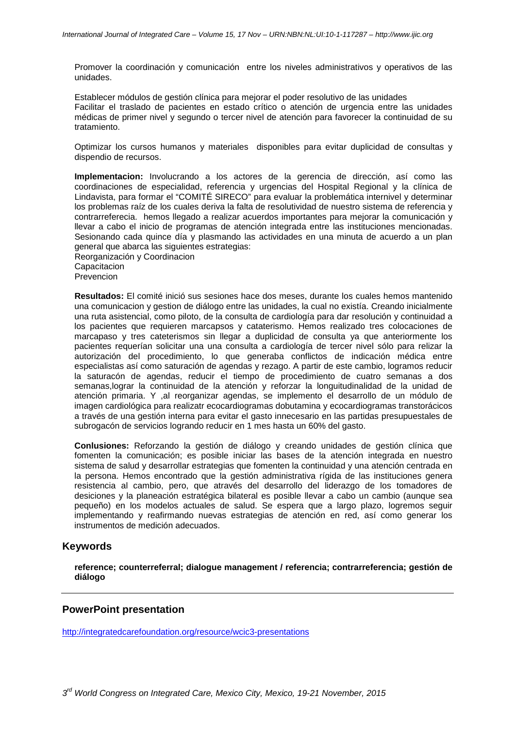Promover la coordinación y comunicación entre los niveles administrativos y operativos de las unidades.

Establecer módulos de gestión clínica para mejorar el poder resolutivo de las unidades
Facilitar el traslado de pacientes en estado crítico o atención de urgencia entre las unidades médicas de primer nivel y segundo o tercer nivel de atención para favorecer la continuidad de su tratamiento.

Optimizar los cursos humanos y materiales disponibles para evitar duplicidad de consultas y dispendio de recursos.

**Implementacion:** Involucrando a los actores de la gerencia de dirección, así como las coordinaciones de especialidad, referencia y urgencias del Hospital Regional y la clínica de Lindavista, para formar el "COMITÉ SIRECO" para evaluar la problemática internivel y determinar los problemas raíz de los cuales deriva la falta de resolutividad de nuestro sistema de referencia y contrarreferecia. hemos llegado a realizar acuerdos importantes para mejorar la comunicación y llevar a cabo el inicio de programas de atención integrada entre las instituciones mencionadas. Sesionando cada quince día y plasmando las actividades en una minuta de acuerdo a un plan general que abarca las siguientes estrategias:
Reorganización y Coordinacion
Capacitacion
Prevencion

**Resultados:** El comité inició sus sesiones hace dos meses, durante los cuales hemos mantenido una comunicacion y gestion de diálogo entre las unidades, la cual no existía. Creando inicialmente una ruta asistencial, como piloto, de la consulta de cardiología para dar resolución y continuidad a los pacientes que requieren marcapsos y cataterismo. Hemos realizado tres colocaciones de marcapaso y tres cateterismos sin llegar a duplicidad de consulta ya que anteriormente los pacientes requerían solicitar una una consulta a cardiología de tercer nivel sólo para relizar la autorización del procedimiento, lo que generaba conflictos de indicación médica entre especialistas así como saturación de agendas y rezago. A partir de este cambio, logramos reducir la saturacón de agendas, reducir el tiempo de procedimiento de cuatro semanas a dos semanas,lograr la continuidad de la atención y reforzar la longuitudinalidad de la unidad de atención primaria. Y ,al reorganizar agendas, se implemento el desarrollo de un módulo de imagen cardiológica para realizatr ecocardiogramas dobutamina y ecocardiogramas transtorácicos a través de una gestión interna para evitar el gasto innecesario en las partidas presupuestales de subrogacón de servicios logrando reducir en 1 mes hasta un 60% del gasto.

**Conlusiones:** Reforzando la gestión de diálogo y creando unidades de gestión clínica que fomenten la comunicación; es posible iniciar las bases de la atención integrada en nuestro sistema de salud y desarrollar estrategias que fomenten la continuidad y una atención centrada en la persona. Hemos encontrado que la gestión administrativa rígida de las instituciones genera resistencia al cambio, pero, que através del desarrollo del liderazgo de los tomadores de desiciones y la planeación estratégica bilateral es posible llevar a cabo un cambio (aunque sea pequeño) en los modelos actuales de salud. Se espera que a largo plazo, logremos seguir implementando y reafirmando nuevas estrategias de atención en red, así como generar los instrumentos de medición adecuados.

## Keywords

**reference; counterreferral; dialogue management / referencia; contrarreferencia; gestión de diálogo**

---

## PowerPoint presentation

http://integratedcarefoundation.org/resource/wcic3-presentations